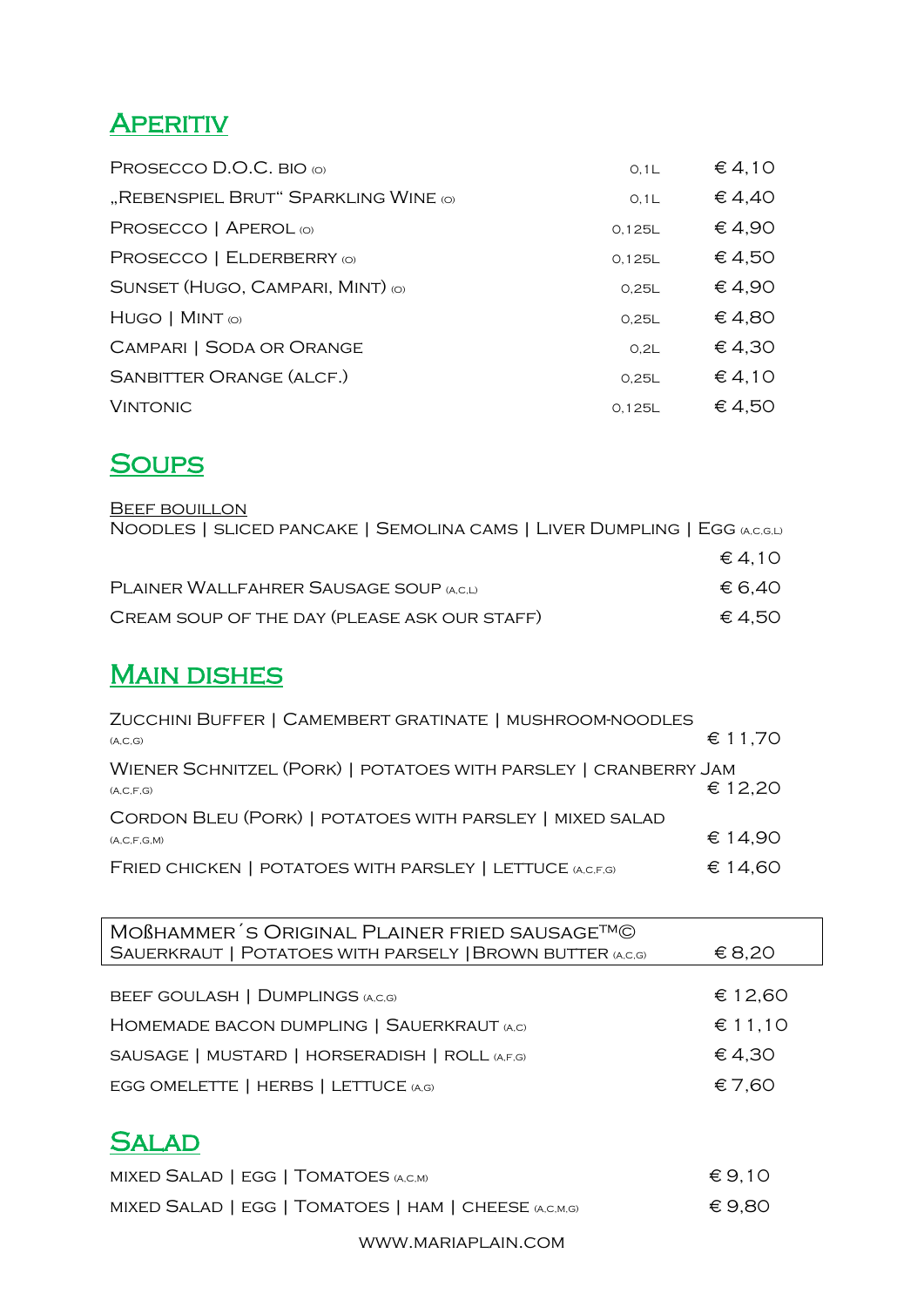## Aperitiv

| | | |
|---|---|---|
| Prosecco D.O.C. bio (O) | 0,1L | € 4,10 |
| „Rebenspiel Brut“ Sparkling Wine (O) | 0,1L | € 4,40 |
| Prosecco \| Aperol (O) | 0,125L | € 4,90 |
| Prosecco \| Elderberry (O) | 0,125L | € 4,50 |
| Sunset (Hugo, Campari, Mint) (O) | 0,25L | € 4,90 |
| Hugo \| Mint (O) | 0,25L | € 4,80 |
| Campari \| Soda or Orange | 0,2L | € 4,30 |
| Sanbitter Orange (alcf.) | 0,25L | € 4,10 |
| Vintonic | 0,125L | € 4,50 |

## Soups

Beef bouillon
Noodles | sliced pancake | Semolina cams | Liver Dumpling | Egg (A,C,G,L)

| | |
|---|---|
| | € 4,10 |
| Plainer Wallfahrer Sausage soup (A,C,L) | € 6,40 |
| Cream soup of the day (please ask our staff) | € 4,50 |

## Main dishes

| | |
|---|---|
| Zucchini Buffer \| Camembert gratinate \| mushroom-noodles (A,C,G) | € 11,70 |
| Wiener Schnitzel (Pork) \| potatoes with parsley \| cranberry Jam (A,C,F,G) | € 12,20 |
| Cordon Bleu (Pork) \| potatoes with parsley \| mixed salad (A,C,F,G,M) | € 14,90 |
| Fried Chicken \| potatoes with parsley \| lettuce (A,C,F,G) | € 14,60 |
| Moßhammer´s Original Plainer Fried Sausage™© Sauerkraut \| Potatoes with parsely \| Brown butter (A,C,G) | € 8,20 |
| beef goulash \| Dumplings (A,C,G) | € 12,60 |
| Homemade bacon dumpling \| Sauerkraut (A,C) | € 11,10 |
| sausage \| mustard \| horseradish \| roll (A,F,G) | € 4,30 |
| egg omelette \| herbs \| lettuce (A,G) | € 7,60 |

## Salad

| | |
|---|---|
| mixed Salad \| egg \| Tomatoes (A,C,M) | € 9,10 |
| mixed Salad \| egg \| Tomatoes \| ham \| cheese (A,C,M,G) | € 9,80 |

www.mariaplain.com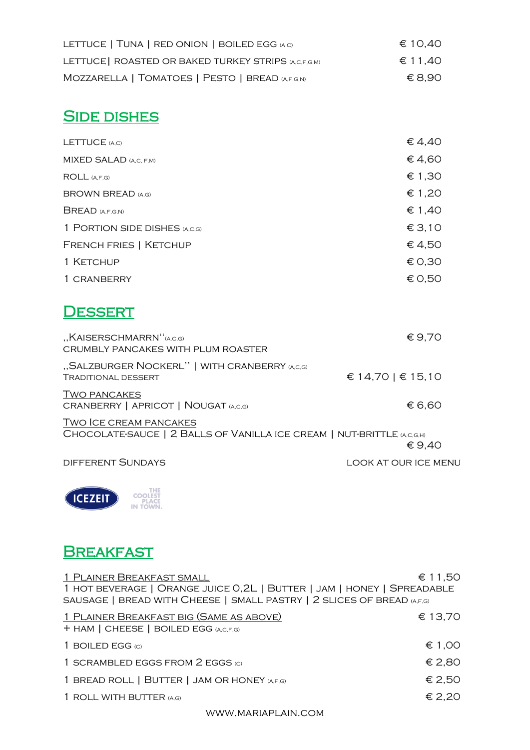| | |
|---|---|
| LETTUCE \| TUNA \| RED ONION \| BOILED EGG (A,C) | € 10,40 |
| LETTUCE\| ROASTED OR BAKED TURKEY STRIPS (A,C,F,G,M) | € 11,40 |
| MOZZARELLA \| TOMATOES \| PESTO \| BREAD (A,F,G,N) | € 8,90 |

## SIDE DISHES

| | |
|---|---|
| LETTUCE (A,C) | € 4,40 |
| MIXED SALAD (A,C, F,M) | € 4,60 |
| ROLL (A,F,G) | € 1,30 |
| BROWN BREAD (A,G) | € 1,20 |
| BREAD (A,F,G,N) | € 1,40 |
| 1 PORTION SIDE DISHES (A,C,G) | € 3,10 |
| FRENCH FRIES \| KETCHUP | € 4,50 |
| 1 KETCHUP | € 0,30 |
| 1 CRANBERRY | € 0,50 |

## DESSERT

| | |
|---|---|
| „KAISERSCHMARRN" (A,C,G)<br>CRUMBLY PANCAKES WITH PLUM ROASTER | € 9,70 |
| „SALZBURGER NOCKERL" \| WITH CRANBERRY (A,C,G)<br>TRADITIONAL DESSERT | € 14,70 \| € 15,10 |
| TWO PANCAKES<br>CRANBERRY \| APRICOT \| NOUGAT (A,C,G) | € 6,60 |
| TWO ICE CREAM PANCAKES<br>CHOCOLATE-SAUCE \| 2 BALLS OF VANILLA ICE CREAM \| NUT-BRITTLE (A,C,G,H) | € 9,40 |
| DIFFERENT SUNDAYS | LOOK AT OUR ICE MENU |

ICEZEIT THE COOLEST PLACE IN TOWN.

## BREAKFAST

| | |
|---|---|
| 1 PLAINER BREAKFAST SMALL<br>1 HOT BEVERAGE \| ORANGE JUICE 0,2L \| BUTTER \| JAM \| HONEY \| SPREADABLE SAUSAGE \| BREAD WITH CHEESE \| SMALL PASTRY \| 2 SLICES OF BREAD (A,F,G) | € 11,50 |
| 1 PLAINER BREAKFAST BIG (SAME AS ABOVE)<br>+ HAM \| CHEESE \| BOILED EGG (A,C,F,G) | € 13,70 |
| 1 BOILED EGG (C) | € 1,00 |
| 1 SCRAMBLED EGGS FROM 2 EGGS (C) | € 2,80 |
| 1 BREAD ROLL \| BUTTER \| JAM OR HONEY (A,F,G) | € 2,50 |
| 1 ROLL WITH BUTTER (A,G) | € 2,20 |

WWW.MARIAPLAIN.COM